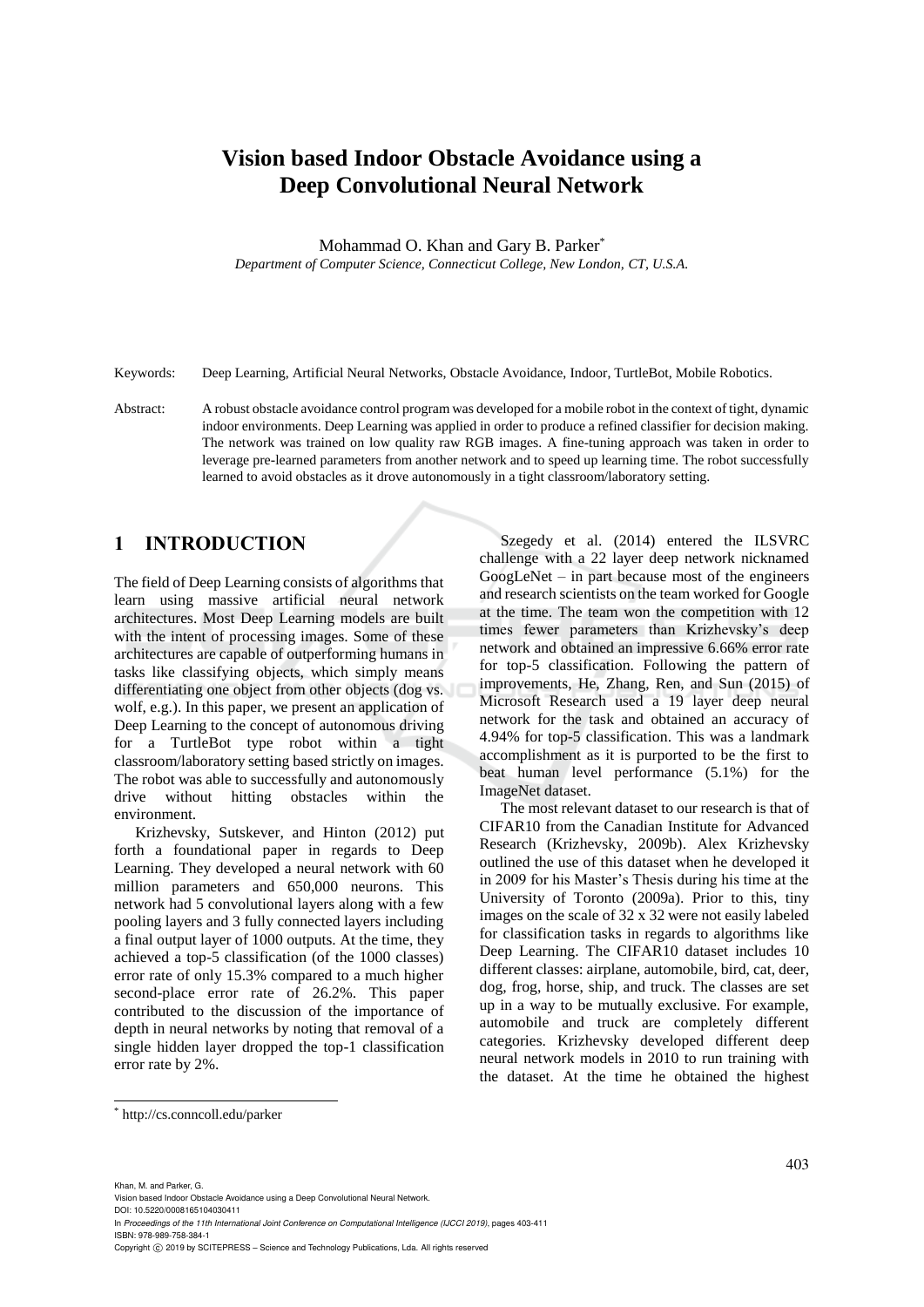# Vision based Indoor Obstacle Avoidance using a Deep Convolutional Neural Network

Mohammad O. Khan and Gary B. Parker[*]

*Department of Computer Science, Connecticut College, New London, CT, U.S.A.*

Keywords: Deep Learning, Artificial Neural Networks, Obstacle Avoidance, Indoor, TurtleBot, Mobile Robotics.

Abstract: A robust obstacle avoidance control program was developed for a mobile robot in the context of tight, dynamic indoor environments. Deep Learning was applied in order to produce a refined classifier for decision making. The network was trained on low quality raw RGB images. A fine-tuning approach was taken in order to leverage pre-learned parameters from another network and to speed up learning time. The robot successfully learned to avoid obstacles as it drove autonomously in a tight classroom/laboratory setting.

## 1 INTRODUCTION

The field of Deep Learning consists of algorithms that learn using massive artificial neural network architectures. Most Deep Learning models are built with the intent of processing images. Some of these architectures are capable of outperforming humans in tasks like classifying objects, which simply means differentiating one object from other objects (dog vs. wolf, e.g.). In this paper, we present an application of Deep Learning to the concept of autonomous driving for a TurtleBot type robot within a tight classroom/laboratory setting based strictly on images. The robot was able to successfully and autonomously drive without hitting obstacles within the environment.

Krizhevsky, Sutskever, and Hinton (2012) put forth a foundational paper in regards to Deep Learning. They developed a neural network with 60 million parameters and 650,000 neurons. This network had 5 convolutional layers along with a few pooling layers and 3 fully connected layers including a final output layer of 1000 outputs. At the time, they achieved a top-5 classification (of the 1000 classes) error rate of only 15.3% compared to a much higher second-place error rate of 26.2%. This paper contributed to the discussion of the importance of depth in neural networks by noting that removal of a single hidden layer dropped the top-1 classification error rate by 2%.

Szegedy et al. (2014) entered the ILSVRC challenge with a 22 layer deep network nicknamed GoogLeNet – in part because most of the engineers and research scientists on the team worked for Google at the time. The team won the competition with 12 times fewer parameters than Krizhevsky's deep network and obtained an impressive 6.66% error rate for top-5 classification. Following the pattern of improvements, He, Zhang, Ren, and Sun (2015) of Microsoft Research used a 19 layer deep neural network for the task and obtained an accuracy of 4.94% for top-5 classification. This was a landmark accomplishment as it is purported to be the first to beat human level performance (5.1%) for the ImageNet dataset.

The most relevant dataset to our research is that of CIFAR10 from the Canadian Institute for Advanced Research (Krizhevsky, 2009b). Alex Krizhevsky outlined the use of this dataset when he developed it in 2009 for his Master's Thesis during his time at the University of Toronto (2009a). Prior to this, tiny images on the scale of 32 x 32 were not easily labeled for classification tasks in regards to algorithms like Deep Learning. The CIFAR10 dataset includes 10 different classes: airplane, automobile, bird, cat, deer, dog, frog, horse, ship, and truck. The classes are set up in a way to be mutually exclusive. For example, automobile and truck are completely different categories. Krizhevsky developed different deep neural network models in 2010 to run training with the dataset. At the time he obtained the highest

[*] http://cs.conncoll.edu/parker

Khan, M. and Parker, G.
Vision based Indoor Obstacle Avoidance using a Deep Convolutional Neural Network.
DOI: 10.5220/0008165104030411
In *Proceedings of the 11th International Joint Conference on Computational Intelligence (IJCCI 2019)*, pages 403-411
ISBN: 978-989-758-384-1
Copyright © 2019 by SCITEPRESS – Science and Technology Publications, Lda. All rights reserved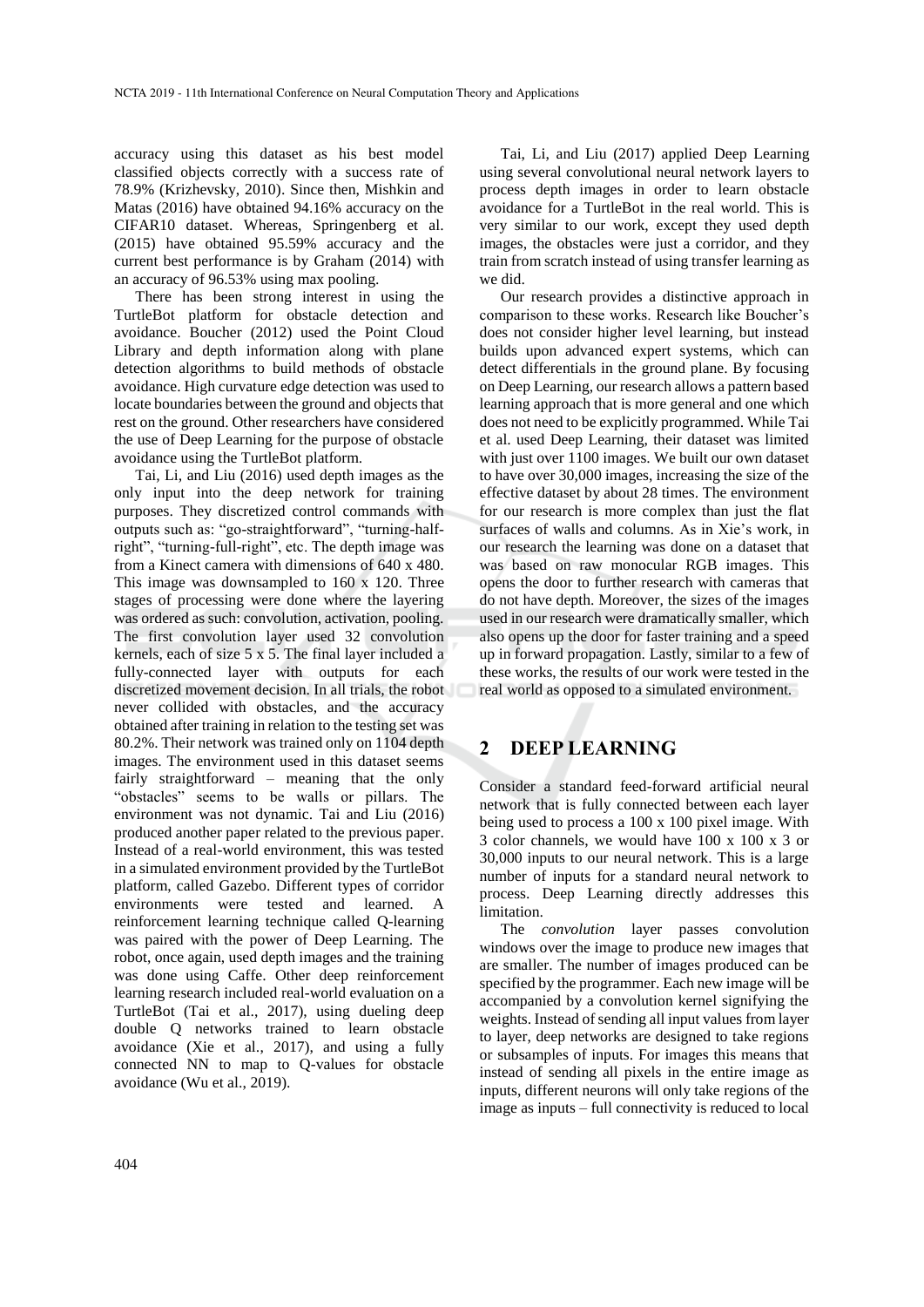accuracy using this dataset as his best model classified objects correctly with a success rate of 78.9% (Krizhevsky, 2010). Since then, Mishkin and Matas (2016) have obtained 94.16% accuracy on the CIFAR10 dataset. Whereas, Springenberg et al. (2015) have obtained 95.59% accuracy and the current best performance is by Graham (2014) with an accuracy of 96.53% using max pooling.

There has been strong interest in using the TurtleBot platform for obstacle detection and avoidance. Boucher (2012) used the Point Cloud Library and depth information along with plane detection algorithms to build methods of obstacle avoidance. High curvature edge detection was used to locate boundaries between the ground and objects that rest on the ground. Other researchers have considered the use of Deep Learning for the purpose of obstacle avoidance using the TurtleBot platform.

Tai, Li, and Liu (2016) used depth images as the only input into the deep network for training purposes. They discretized control commands with outputs such as: "go-straightforward", "turning-half-right", "turning-full-right", etc. The depth image was from a Kinect camera with dimensions of 640 x 480. This image was downsampled to 160 x 120. Three stages of processing were done where the layering was ordered as such: convolution, activation, pooling. The first convolution layer used 32 convolution kernels, each of size 5 x 5. The final layer included a fully-connected layer with outputs for each discretized movement decision. In all trials, the robot never collided with obstacles, and the accuracy obtained after training in relation to the testing set was 80.2%. Their network was trained only on 1104 depth images. The environment used in this dataset seems fairly straightforward – meaning that the only "obstacles" seems to be walls or pillars. The environment was not dynamic. Tai and Liu (2016) produced another paper related to the previous paper. Instead of a real-world environment, this was tested in a simulated environment provided by the TurtleBot platform, called Gazebo. Different types of corridor environments were tested and learned. A reinforcement learning technique called Q-learning was paired with the power of Deep Learning. The robot, once again, used depth images and the training was done using Caffe. Other deep reinforcement learning research included real-world evaluation on a TurtleBot (Tai et al., 2017), using dueling deep double Q networks trained to learn obstacle avoidance (Xie et al., 2017), and using a fully connected NN to map to Q-values for obstacle avoidance (Wu et al., 2019).

Tai, Li, and Liu (2017) applied Deep Learning using several convolutional neural network layers to process depth images in order to learn obstacle avoidance for a TurtleBot in the real world. This is very similar to our work, except they used depth images, the obstacles were just a corridor, and they train from scratch instead of using transfer learning as we did.

Our research provides a distinctive approach in comparison to these works. Research like Boucher's does not consider higher level learning, but instead builds upon advanced expert systems, which can detect differentials in the ground plane. By focusing on Deep Learning, our research allows a pattern based learning approach that is more general and one which does not need to be explicitly programmed. While Tai et al. used Deep Learning, their dataset was limited with just over 1100 images. We built our own dataset to have over 30,000 images, increasing the size of the effective dataset by about 28 times. The environment for our research is more complex than just the flat surfaces of walls and columns. As in Xie's work, in our research the learning was done on a dataset that was based on raw monocular RGB images. This opens the door to further research with cameras that do not have depth. Moreover, the sizes of the images used in our research were dramatically smaller, which also opens up the door for faster training and a speed up in forward propagation. Lastly, similar to a few of these works, the results of our work were tested in the real world as opposed to a simulated environment.

## 2 DEEP LEARNING

Consider a standard feed-forward artificial neural network that is fully connected between each layer being used to process a 100 x 100 pixel image. With 3 color channels, we would have 100 x 100 x 3 or 30,000 inputs to our neural network. This is a large number of inputs for a standard neural network to process. Deep Learning directly addresses this limitation.

The *convolution* layer passes convolution windows over the image to produce new images that are smaller. The number of images produced can be specified by the programmer. Each new image will be accompanied by a convolution kernel signifying the weights. Instead of sending all input values from layer to layer, deep networks are designed to take regions or subsamples of inputs. For images this means that instead of sending all pixels in the entire image as inputs, different neurons will only take regions of the image as inputs – full connectivity is reduced to local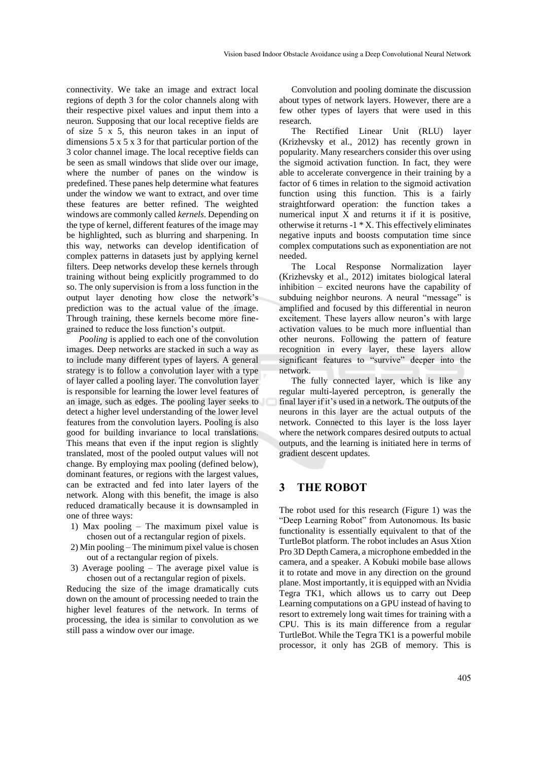connectivity. We take an image and extract local regions of depth 3 for the color channels along with their respective pixel values and input them into a neuron. Supposing that our local receptive fields are of size 5 x 5, this neuron takes in an input of dimensions 5 x 5 x 3 for that particular portion of the 3 color channel image. The local receptive fields can be seen as small windows that slide over our image, where the number of panes on the window is predefined. These panes help determine what features under the window we want to extract, and over time these features are better refined. The weighted windows are commonly called *kernels*. Depending on the type of kernel, different features of the image may be highlighted, such as blurring and sharpening. In this way, networks can develop identification of complex patterns in datasets just by applying kernel filters. Deep networks develop these kernels through training without being explicitly programmed to do so. The only supervision is from a loss function in the output layer denoting how close the network's prediction was to the actual value of the image. Through training, these kernels become more fine-grained to reduce the loss function's output.

*Pooling* is applied to each one of the convolution images. Deep networks are stacked in such a way as to include many different types of layers. A general strategy is to follow a convolution layer with a type of layer called a pooling layer. The convolution layer is responsible for learning the lower level features of an image, such as edges. The pooling layer seeks to detect a higher level understanding of the lower level features from the convolution layers. Pooling is also good for building invariance to local translations. This means that even if the input region is slightly translated, most of the pooled output values will not change. By employing max pooling (defined below), dominant features, or regions with the largest values, can be extracted and fed into later layers of the network. Along with this benefit, the image is also reduced dramatically because it is downsampled in one of three ways:

1) Max pooling – The maximum pixel value is chosen out of a rectangular region of pixels.
2) Min pooling – The minimum pixel value is chosen out of a rectangular region of pixels.
3) Average pooling – The average pixel value is chosen out of a rectangular region of pixels.

Reducing the size of the image dramatically cuts down on the amount of processing needed to train the higher level features of the network. In terms of processing, the idea is similar to convolution as we still pass a window over our image.

Convolution and pooling dominate the discussion about types of network layers. However, there are a few other types of layers that were used in this research.

The Rectified Linear Unit (RLU) layer (Krizhevsky et al., 2012) has recently grown in popularity. Many researchers consider this over using the sigmoid activation function. In fact, they were able to accelerate convergence in their training by a factor of 6 times in relation to the sigmoid activation function using this function. This is a fairly straightforward operation: the function takes a numerical input X and returns it if it is positive, otherwise it returns -1 * X. This effectively eliminates negative inputs and boosts computation time since complex computations such as exponentiation are not needed.

The Local Response Normalization layer (Krizhevsky et al., 2012) imitates biological lateral inhibition – excited neurons have the capability of subduing neighbor neurons. A neural "message" is amplified and focused by this differential in neuron excitement. These layers allow neuron's with large activation values to be much more influential than other neurons. Following the pattern of feature recognition in every layer, these layers allow significant features to "survive" deeper into the network.

The fully connected layer, which is like any regular multi-layered perceptron, is generally the final layer if it's used in a network. The outputs of the neurons in this layer are the actual outputs of the network. Connected to this layer is the loss layer where the network compares desired outputs to actual outputs, and the learning is initiated here in terms of gradient descent updates.

## 3 THE ROBOT

The robot used for this research (Figure 1) was the "Deep Learning Robot" from Autonomous. Its basic functionality is essentially equivalent to that of the TurtleBot platform. The robot includes an Asus Xtion Pro 3D Depth Camera, a microphone embedded in the camera, and a speaker. A Kobuki mobile base allows it to rotate and move in any direction on the ground plane. Most importantly, it is equipped with an Nvidia Tegra TK1, which allows us to carry out Deep Learning computations on a GPU instead of having to resort to extremely long wait times for training with a CPU. This is its main difference from a regular TurtleBot. While the Tegra TK1 is a powerful mobile processor, it only has 2GB of memory. This is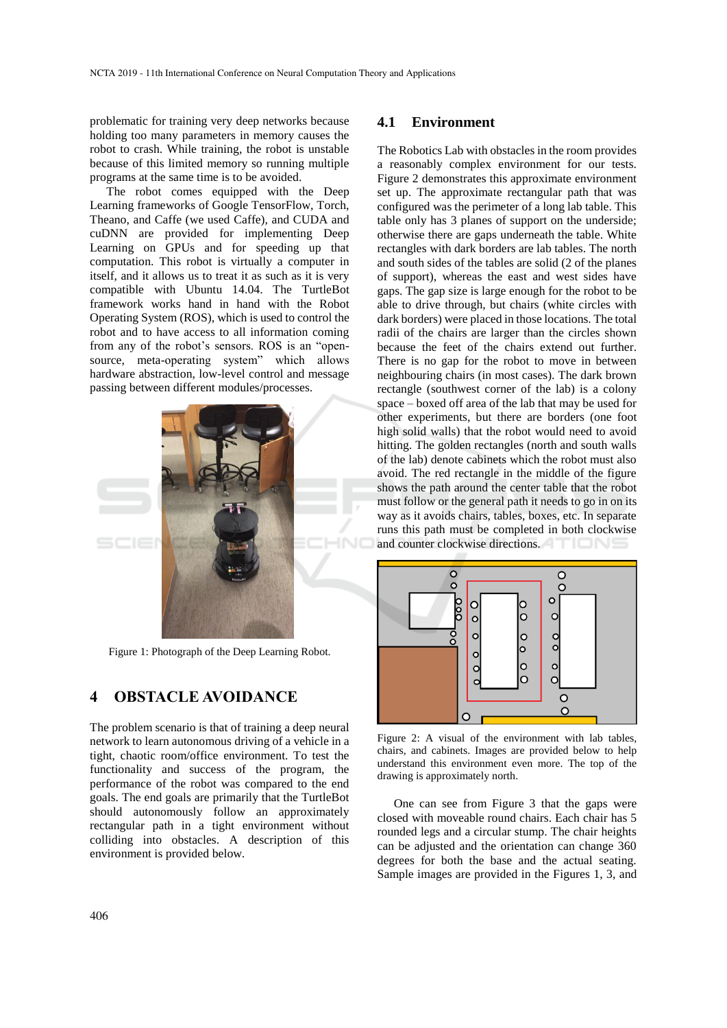problematic for training very deep networks because holding too many parameters in memory causes the robot to crash. While training, the robot is unstable because of this limited memory so running multiple programs at the same time is to be avoided.

The robot comes equipped with the Deep Learning frameworks of Google TensorFlow, Torch, Theano, and Caffe (we used Caffe), and CUDA and cuDNN are provided for implementing Deep Learning on GPUs and for speeding up that computation. This robot is virtually a computer in itself, and it allows us to treat it as such as it is very compatible with Ubuntu 14.04. The TurtleBot framework works hand in hand with the Robot Operating System (ROS), which is used to control the robot and to have access to all information coming from any of the robot's sensors. ROS is an "open-source, meta-operating system" which allows hardware abstraction, low-level control and message passing between different modules/processes.

Figure 1: Photograph of the Deep Learning Robot.

## 4 OBSTACLE AVOIDANCE

The problem scenario is that of training a deep neural network to learn autonomous driving of a vehicle in a tight, chaotic room/office environment. To test the functionality and success of the program, the performance of the robot was compared to the end goals. The end goals are primarily that the TurtleBot should autonomously follow an approximately rectangular path in a tight environment without colliding into obstacles. A description of this environment is provided below.

### 4.1 Environment

The Robotics Lab with obstacles in the room provides a reasonably complex environment for our tests. Figure 2 demonstrates this approximate environment set up. The approximate rectangular path that was configured was the perimeter of a long lab table. This table only has 3 planes of support on the underside; otherwise there are gaps underneath the table. White rectangles with dark borders are lab tables. The north and south sides of the tables are solid (2 of the planes of support), whereas the east and west sides have gaps. The gap size is large enough for the robot to be able to drive through, but chairs (white circles with dark borders) were placed in those locations. The total radii of the chairs are larger than the circles shown because the feet of the chairs extend out further. There is no gap for the robot to move in between neighbouring chairs (in most cases). The dark brown rectangle (southwest corner of the lab) is a colony space – boxed off area of the lab that may be used for other experiments, but there are borders (one foot high solid walls) that the robot would need to avoid hitting. The golden rectangles (north and south walls of the lab) denote cabinets which the robot must also avoid. The red rectangle in the middle of the figure shows the path around the center table that the robot must follow or the general path it needs to go in on its way as it avoids chairs, tables, boxes, etc. In separate runs this path must be completed in both clockwise and counter clockwise directions.

Figure 2: A visual of the environment with lab tables, chairs, and cabinets. Images are provided below to help understand this environment even more. The top of the drawing is approximately north.

One can see from Figure 3 that the gaps were closed with moveable round chairs. Each chair has 5 rounded legs and a circular stump. The chair heights can be adjusted and the orientation can change 360 degrees for both the base and the actual seating. Sample images are provided in the Figures 1, 3, and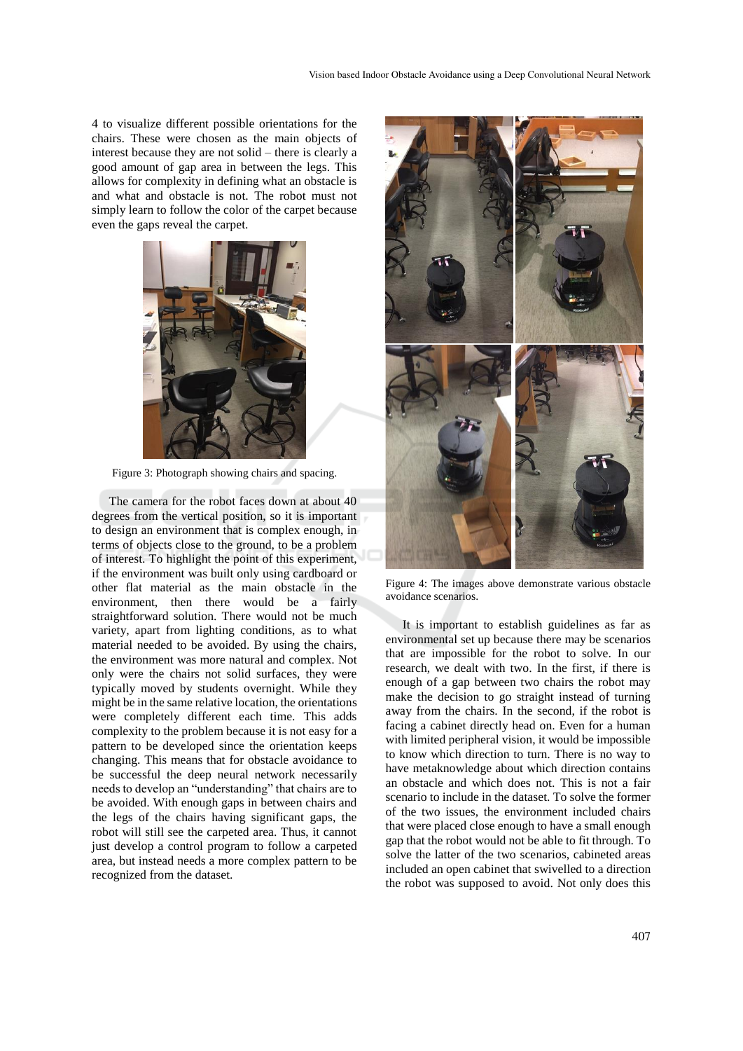4 to visualize different possible orientations for the chairs. These were chosen as the main objects of interest because they are not solid – there is clearly a good amount of gap area in between the legs. This allows for complexity in defining what an obstacle is and what and obstacle is not. The robot must not simply learn to follow the color of the carpet because even the gaps reveal the carpet.

Figure 3: Photograph showing chairs and spacing.

The camera for the robot faces down at about 40 degrees from the vertical position, so it is important to design an environment that is complex enough, in terms of objects close to the ground, to be a problem of interest. To highlight the point of this experiment, if the environment was built only using cardboard or other flat material as the main obstacle in the environment, then there would be a fairly straightforward solution. There would not be much variety, apart from lighting conditions, as to what material needed to be avoided. By using the chairs, the environment was more natural and complex. Not only were the chairs not solid surfaces, they were typically moved by students overnight. While they might be in the same relative location, the orientations were completely different each time. This adds complexity to the problem because it is not easy for a pattern to be developed since the orientation keeps changing. This means that for obstacle avoidance to be successful the deep neural network necessarily needs to develop an "understanding" that chairs are to be avoided. With enough gaps in between chairs and the legs of the chairs having significant gaps, the robot will still see the carpeted area. Thus, it cannot just develop a control program to follow a carpeted area, but instead needs a more complex pattern to be recognized from the dataset.

Figure 4: The images above demonstrate various obstacle avoidance scenarios.

It is important to establish guidelines as far as environmental set up because there may be scenarios that are impossible for the robot to solve. In our research, we dealt with two. In the first, if there is enough of a gap between two chairs the robot may make the decision to go straight instead of turning away from the chairs. In the second, if the robot is facing a cabinet directly head on. Even for a human with limited peripheral vision, it would be impossible to know which direction to turn. There is no way to have metaknowledge about which direction contains an obstacle and which does not. This is not a fair scenario to include in the dataset. To solve the former of the two issues, the environment included chairs that were placed close enough to have a small enough gap that the robot would not be able to fit through. To solve the latter of the two scenarios, cabineted areas included an open cabinet that swivelled to a direction the robot was supposed to avoid. Not only does this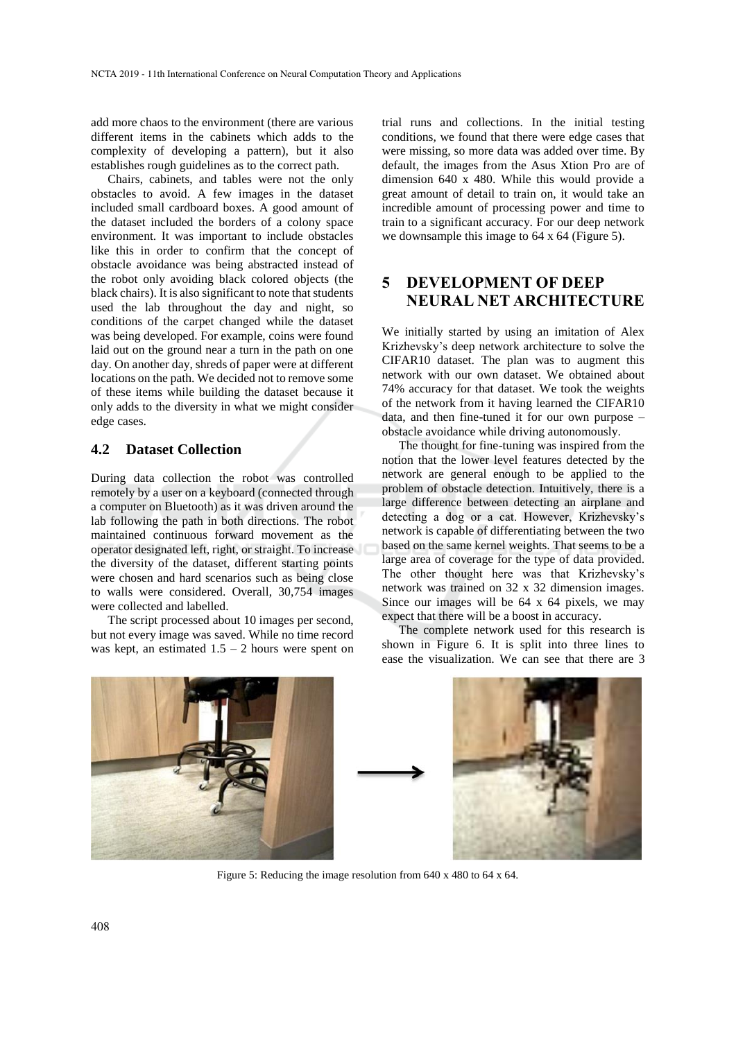add more chaos to the environment (there are various different items in the cabinets which adds to the complexity of developing a pattern), but it also establishes rough guidelines as to the correct path.

Chairs, cabinets, and tables were not the only obstacles to avoid. A few images in the dataset included small cardboard boxes. A good amount of the dataset included the borders of a colony space environment. It was important to include obstacles like this in order to confirm that the concept of obstacle avoidance was being abstracted instead of the robot only avoiding black colored objects (the black chairs). It is also significant to note that students used the lab throughout the day and night, so conditions of the carpet changed while the dataset was being developed. For example, coins were found laid out on the ground near a turn in the path on one day. On another day, shreds of paper were at different locations on the path. We decided not to remove some of these items while building the dataset because it only adds to the diversity in what we might consider edge cases.

### 4.2 Dataset Collection

During data collection the robot was controlled remotely by a user on a keyboard (connected through a computer on Bluetooth) as it was driven around the lab following the path in both directions. The robot maintained continuous forward movement as the operator designated left, right, or straight. To increase the diversity of the dataset, different starting points were chosen and hard scenarios such as being close to walls were considered. Overall, 30,754 images were collected and labelled.

The script processed about 10 images per second, but not every image was saved. While no time record was kept, an estimated 1.5 – 2 hours were spent on trial runs and collections. In the initial testing conditions, we found that there were edge cases that were missing, so more data was added over time. By default, the images from the Asus Xtion Pro are of dimension 640 x 480. While this would provide a great amount of detail to train on, it would take an incredible amount of processing power and time to train to a significant accuracy. For our deep network we downsample this image to 64 x 64 (Figure 5).

## 5 DEVELOPMENT OF DEEP NEURAL NET ARCHITECTURE

We initially started by using an imitation of Alex Krizhevsky's deep network architecture to solve the CIFAR10 dataset. The plan was to augment this network with our own dataset. We obtained about 74% accuracy for that dataset. We took the weights of the network from it having learned the CIFAR10 data, and then fine-tuned it for our own purpose – obstacle avoidance while driving autonomously.

The thought for fine-tuning was inspired from the notion that the lower level features detected by the network are general enough to be applied to the problem of obstacle detection. Intuitively, there is a large difference between detecting an airplane and detecting a dog or a cat. However, Krizhevsky's network is capable of differentiating between the two based on the same kernel weights. That seems to be a large area of coverage for the type of data provided. The other thought here was that Krizhevsky's network was trained on 32 x 32 dimension images. Since our images will be 64 x 64 pixels, we may expect that there will be a boost in accuracy.

The complete network used for this research is shown in Figure 6. It is split into three lines to ease the visualization. We can see that there are 3

Figure 5: Reducing the image resolution from 640 x 480 to 64 x 64.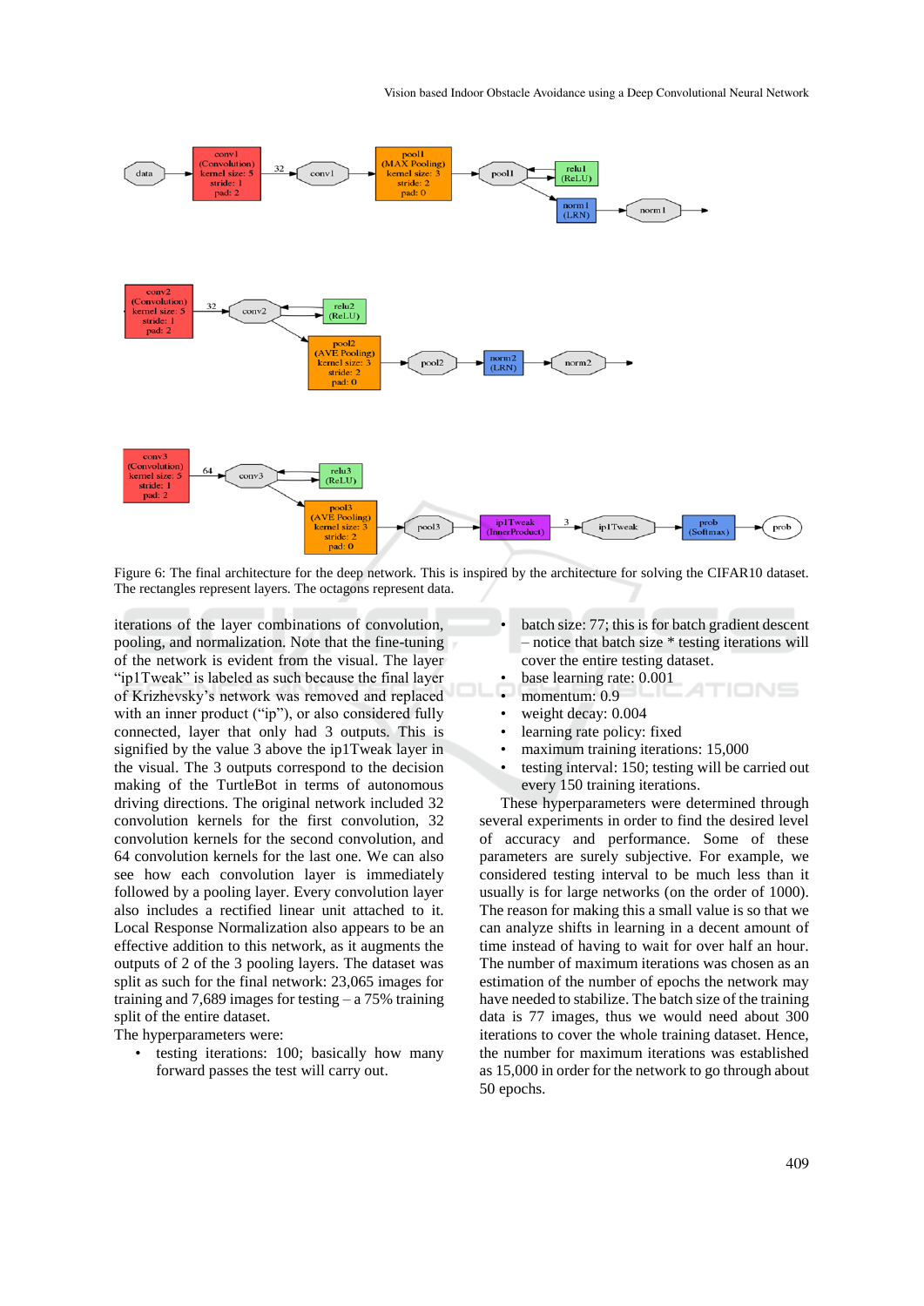Figure 6: The final architecture for the deep network. This is inspired by the architecture for solving the CIFAR10 dataset. The rectangles represent layers. The octagons represent data.

iterations of the layer combinations of convolution, pooling, and normalization. Note that the fine-tuning of the network is evident from the visual. The layer "ip1Tweak" is labeled as such because the final layer of Krizhevsky's network was removed and replaced with an inner product ("ip"), or also considered fully connected, layer that only had 3 outputs. This is signified by the value 3 above the ip1Tweak layer in the visual. The 3 outputs correspond to the decision making of the TurtleBot in terms of autonomous driving directions. The original network included 32 convolution kernels for the first convolution, 32 convolution kernels for the second convolution, and 64 convolution kernels for the last one. We can also see how each convolution layer is immediately followed by a pooling layer. Every convolution layer also includes a rectified linear unit attached to it. Local Response Normalization also appears to be an effective addition to this network, as it augments the outputs of 2 of the 3 pooling layers. The dataset was split as such for the final network: 23,065 images for training and 7,689 images for testing – a 75% training split of the entire dataset.

The hyperparameters were:

- testing iterations: 100; basically how many forward passes the test will carry out.
- batch size: 77; this is for batch gradient descent – notice that batch size * testing iterations will cover the entire testing dataset.
- base learning rate: 0.001
- momentum: 0.9
- weight decay: 0.004
- learning rate policy: fixed
- maximum training iterations: 15,000
- testing interval: 150; testing will be carried out every 150 training iterations.

These hyperparameters were determined through several experiments in order to find the desired level of accuracy and performance. Some of these parameters are surely subjective. For example, we considered testing interval to be much less than it usually is for large networks (on the order of 1000). The reason for making this a small value is so that we can analyze shifts in learning in a decent amount of time instead of having to wait for over half an hour. The number of maximum iterations was chosen as an estimation of the number of epochs the network may have needed to stabilize. The batch size of the training data is 77 images, thus we would need about 300 iterations to cover the whole training dataset. Hence, the number for maximum iterations was established as 15,000 in order for the network to go through about 50 epochs.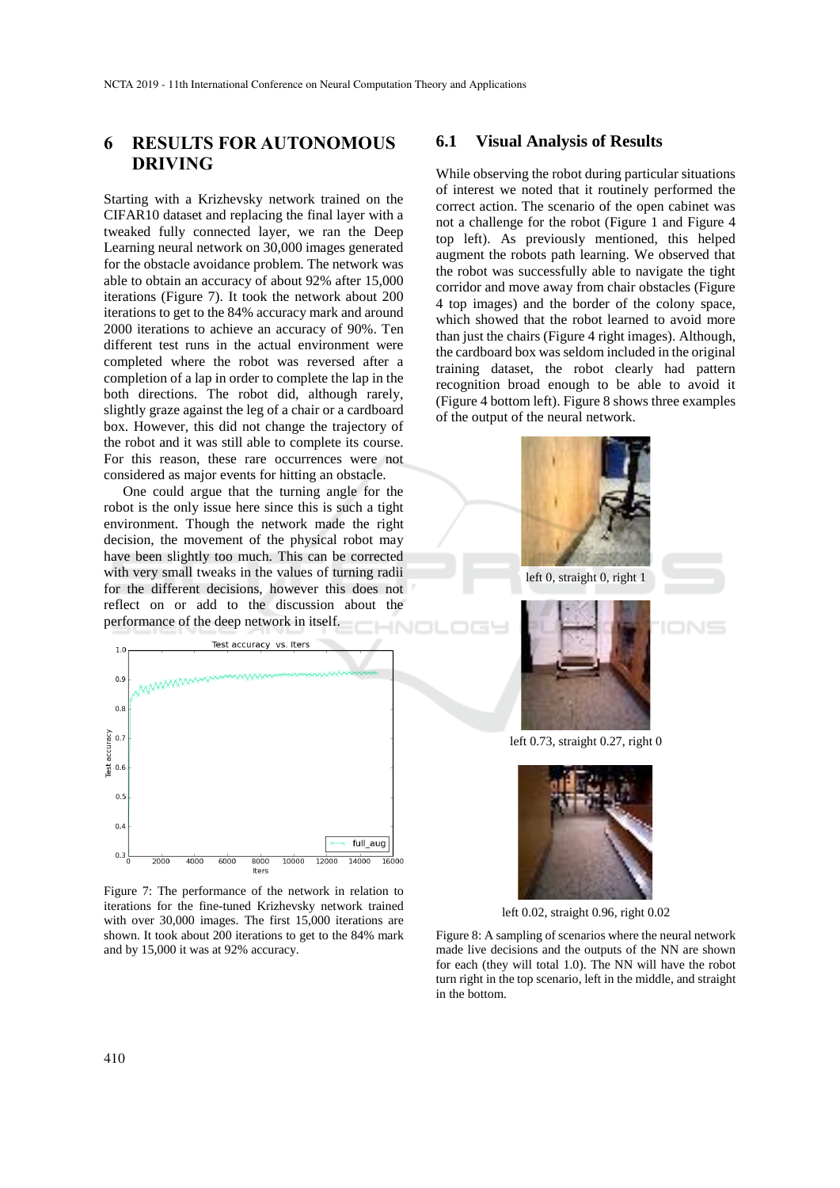## 6 RESULTS FOR AUTONOMOUS DRIVING

Starting with a Krizhevsky network trained on the CIFAR10 dataset and replacing the final layer with a tweaked fully connected layer, we ran the Deep Learning neural network on 30,000 images generated for the obstacle avoidance problem. The network was able to obtain an accuracy of about 92% after 15,000 iterations (Figure 7). It took the network about 200 iterations to get to the 84% accuracy mark and around 2000 iterations to achieve an accuracy of 90%. Ten different test runs in the actual environment were completed where the robot was reversed after a completion of a lap in order to complete the lap in the both directions. The robot did, although rarely, slightly graze against the leg of a chair or a cardboard box. However, this did not change the trajectory of the robot and it was still able to complete its course. For this reason, these rare occurrences were not considered as major events for hitting an obstacle.

One could argue that the turning angle for the robot is the only issue here since this is such a tight environment. Though the network made the right decision, the movement of the physical robot may have been slightly too much. This can be corrected with very small tweaks in the values of turning radii for the different decisions, however this does not reflect on or add to the discussion about the performance of the deep network in itself.

Figure 7: The performance of the network in relation to iterations for the fine-tuned Krizhevsky network trained with over 30,000 images. The first 15,000 iterations are shown. It took about 200 iterations to get to the 84% mark and by 15,000 it was at 92% accuracy.

### 6.1 Visual Analysis of Results

While observing the robot during particular situations of interest we noted that it routinely performed the correct action. The scenario of the open cabinet was not a challenge for the robot (Figure 1 and Figure 4 top left). As previously mentioned, this helped augment the robots path learning. We observed that the robot was successfully able to navigate the tight corridor and move away from chair obstacles (Figure 4 top images) and the border of the colony space, which showed that the robot learned to avoid more than just the chairs (Figure 4 right images). Although, the cardboard box was seldom included in the original training dataset, the robot clearly had pattern recognition broad enough to be able to avoid it (Figure 4 bottom left). Figure 8 shows three examples of the output of the neural network.

left 0, straight 0, right 1

left 0.73, straight 0.27, right 0

left 0.02, straight 0.96, right 0.02

Figure 8: A sampling of scenarios where the neural network made live decisions and the outputs of the NN are shown for each (they will total 1.0). The NN will have the robot turn right in the top scenario, left in the middle, and straight in the bottom.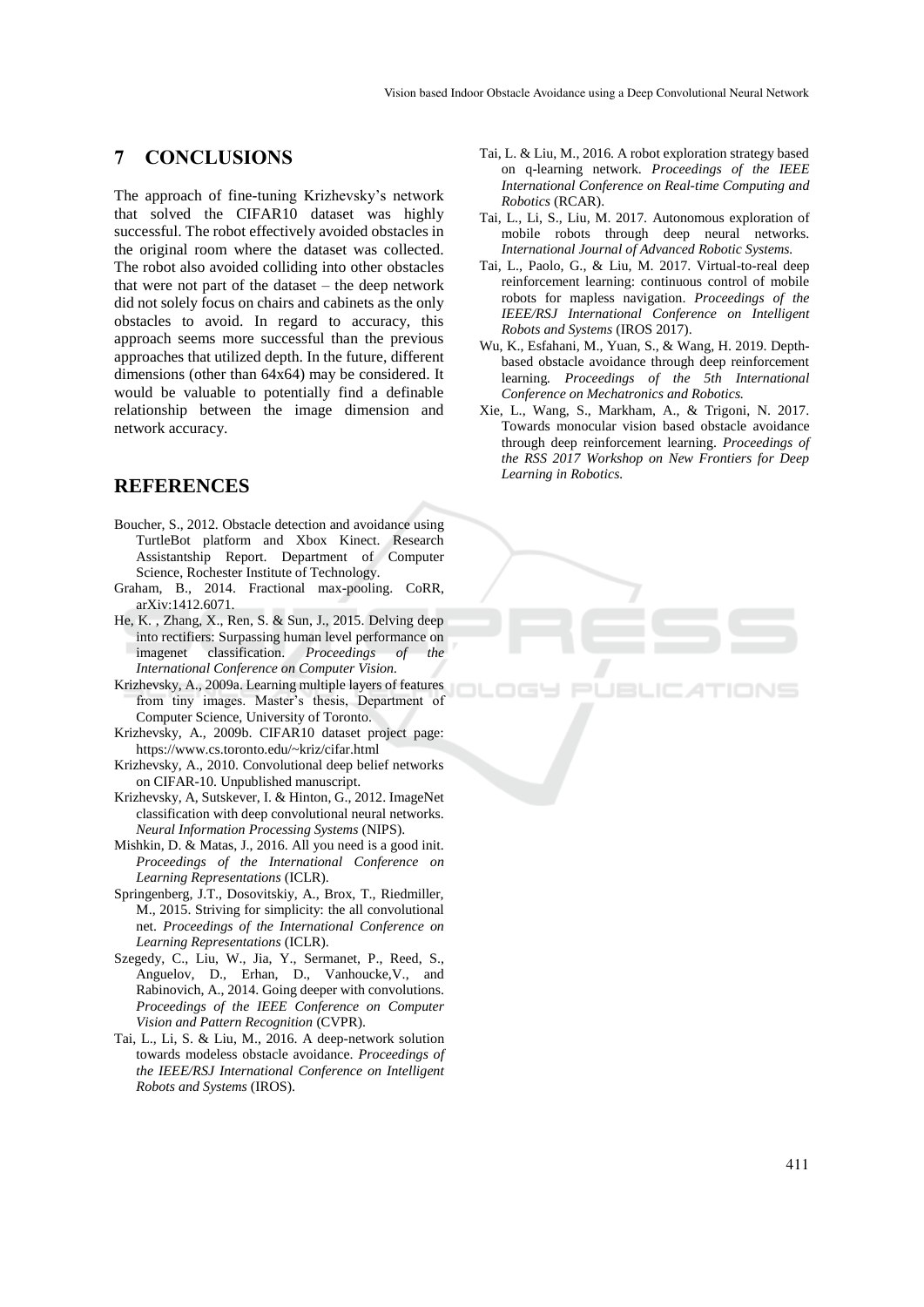## 7 CONCLUSIONS

The approach of fine-tuning Krizhevsky's network that solved the CIFAR10 dataset was highly successful. The robot effectively avoided obstacles in the original room where the dataset was collected. The robot also avoided colliding into other obstacles that were not part of the dataset – the deep network did not solely focus on chairs and cabinets as the only obstacles to avoid. In regard to accuracy, this approach seems more successful than the previous approaches that utilized depth. In the future, different dimensions (other than 64x64) may be considered. It would be valuable to potentially find a definable relationship between the image dimension and network accuracy.

## REFERENCES

Boucher, S., 2012. Obstacle detection and avoidance using TurtleBot platform and Xbox Kinect. Research Assistantship Report. Department of Computer Science, Rochester Institute of Technology.

Graham, B., 2014. Fractional max-pooling. CoRR, arXiv:1412.6071.

He, K. , Zhang, X., Ren, S. & Sun, J., 2015. Delving deep into rectifiers: Surpassing human level performance on imagenet classification. *Proceedings of the International Conference on Computer Vision.*

Krizhevsky, A., 2009a. Learning multiple layers of features from tiny images. Master's thesis, Department of Computer Science, University of Toronto.

Krizhevsky, A., 2009b. CIFAR10 dataset project page: https://www.cs.toronto.edu/~kriz/cifar.html

Krizhevsky, A., 2010. Convolutional deep belief networks on CIFAR-10. Unpublished manuscript.

Krizhevsky, A, Sutskever, I. & Hinton, G., 2012. ImageNet classification with deep convolutional neural networks. *Neural Information Processing Systems* (NIPS).

Mishkin, D. & Matas, J., 2016. All you need is a good init. *Proceedings of the International Conference on Learning Representations* (ICLR).

Springenberg, J.T., Dosovitskiy, A., Brox, T., Riedmiller, M., 2015. Striving for simplicity: the all convolutional net. *Proceedings of the International Conference on Learning Representations* (ICLR).

Szegedy, C., Liu, W., Jia, Y., Sermanet, P., Reed, S., Anguelov, D., Erhan, D., Vanhoucke,V., and Rabinovich, A., 2014. Going deeper with convolutions. *Proceedings of the IEEE Conference on Computer Vision and Pattern Recognition* (CVPR).

Tai, L., Li, S. & Liu, M., 2016. A deep-network solution towards modeless obstacle avoidance. *Proceedings of the IEEE/RSJ International Conference on Intelligent Robots and Systems* (IROS).

Tai, L. & Liu, M., 2016. A robot exploration strategy based on q-learning network. *Proceedings of the IEEE International Conference on Real-time Computing and Robotics* (RCAR).

Tai, L., Li, S., Liu, M. 2017. Autonomous exploration of mobile robots through deep neural networks. *International Journal of Advanced Robotic Systems.*

Tai, L., Paolo, G., & Liu, M. 2017. Virtual-to-real deep reinforcement learning: continuous control of mobile robots for mapless navigation. *Proceedings of the IEEE/RSJ International Conference on Intelligent Robots and Systems* (IROS 2017).

Wu, K., Esfahani, M., Yuan, S., & Wang, H. 2019. Depth-based obstacle avoidance through deep reinforcement learning. *Proceedings of the 5th International Conference on Mechatronics and Robotics.*

Xie, L., Wang, S., Markham, A., & Trigoni, N. 2017. Towards monocular vision based obstacle avoidance through deep reinforcement learning. *Proceedings of the RSS 2017 Workshop on New Frontiers for Deep Learning in Robotics.*